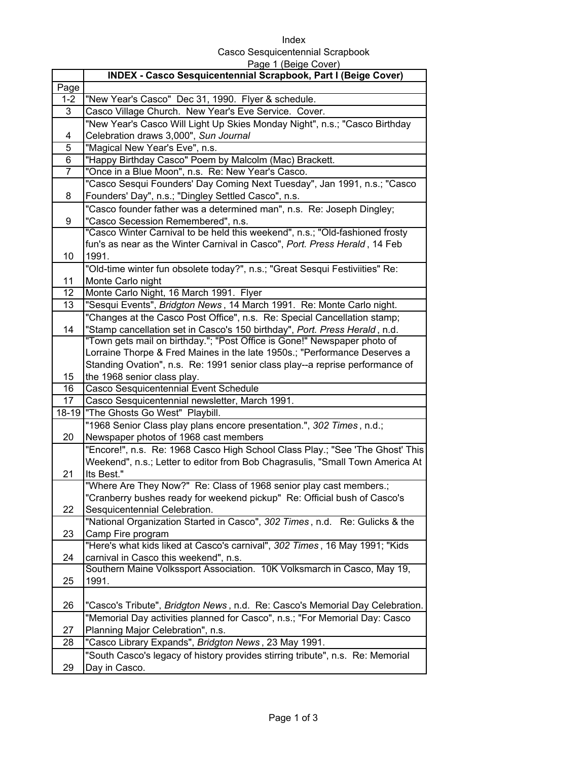Index
Casco Sesquicentennial Scrapbook
Page 1 (Beige Cover)

| | **INDEX - Casco Sesquicentennial Scrapbook, Part I (Beige Cover)** |
|---|---|
| Page | |
| 1-2 | "New Year's Casco" Dec 31, 1990. Flyer & schedule. |
| 3 | Casco Village Church. New Year's Eve Service. Cover. |
| 4 | "New Year's Casco Will Light Up Skies Monday Night", n.s.; "Casco Birthday Celebration draws 3,000", *Sun Journal* |
| 5 | "Magical New Year's Eve", n.s. |
| 6 | "Happy Birthday Casco" Poem by Malcolm (Mac) Brackett. |
| 7 | "Once in a Blue Moon", n.s. Re: New Year's Casco. |
| 8 | "Casco Sesqui Founders' Day Coming Next Tuesday", Jan 1991, n.s.; "Casco Founders' Day", n.s.; "Dingley Settled Casco", n.s. |
| 9 | "Casco founder father was a determined man", n.s. Re: Joseph Dingley; "Casco Secession Remembered", n.s. |
| 10 | "Casco Winter Carnival to be held this weekend", n.s.; "Old-fashioned frosty fun's as near as the Winter Carnival in Casco", *Port. Press Herald*, 14 Feb 1991. |
| 11 | "Old-time winter fun obsolete today?", n.s.; "Great Sesqui Festiviities" Re: Monte Carlo night |
| 12 | Monte Carlo Night, 16 March 1991. Flyer |
| 13 | "Sesqui Events", *Bridgton News*, 14 March 1991. Re: Monte Carlo night. |
| 14 | "Changes at the Casco Post Office", n.s. Re: Special Cancellation stamp; "Stamp cancellation set in Casco's 150 birthday", *Port. Press Herald*, n.d. |
| 15 | "Town gets mail on birthday."; "Post Office is Gone!" Newspaper photo of Lorraine Thorpe & Fred Maines in the late 1950s.; "Performance Deserves a Standing Ovation", n.s. Re: 1991 senior class play--a reprise performance of the 1968 senior class play. |
| 16 | Casco Sesquicentennial Event Schedule |
| 17 | Casco Sesquicentennial newsletter, March 1991. |
| 18-19 | "The Ghosts Go West" Playbill. |
| 20 | "1968 Senior Class play plans encore presentation.", *302 Times*, n.d.; Newspaper photos of 1968 cast members |
| 21 | "Encore!", n.s. Re: 1968 Casco High School Class Play.; "See 'The Ghost' This Weekend", n.s.; Letter to editor from Bob Chagrasulis, "Small Town America At Its Best." |
| 22 | "Where Are They Now?" Re: Class of 1968 senior play cast members.; "Cranberry bushes ready for weekend pickup" Re: Official bush of Casco's Sesquicentennial Celebration. |
| 23 | "National Organization Started in Casco", *302 Times*, n.d. Re: Gulicks & the Camp Fire program |
| 24 | "Here's what kids liked at Casco's carnival", *302 Times*, 16 May 1991; "Kids carnival in Casco this weekend", n.s. |
| 25 | Southern Maine Volkssport Association. 10K Volksmarch in Casco, May 19, 1991. |
| 26 | "Casco's Tribute", *Bridgton News*, n.d. Re: Casco's Memorial Day Celebration. |
| 27 | "Memorial Day activities planned for Casco", n.s.; "For Memorial Day: Casco Planning Major Celebration", n.s. |
| 28 | "Casco Library Expands", *Bridgton News*, 23 May 1991. |
| 29 | "South Casco's legacy of history provides stirring tribute", n.s. Re: Memorial Day in Casco. |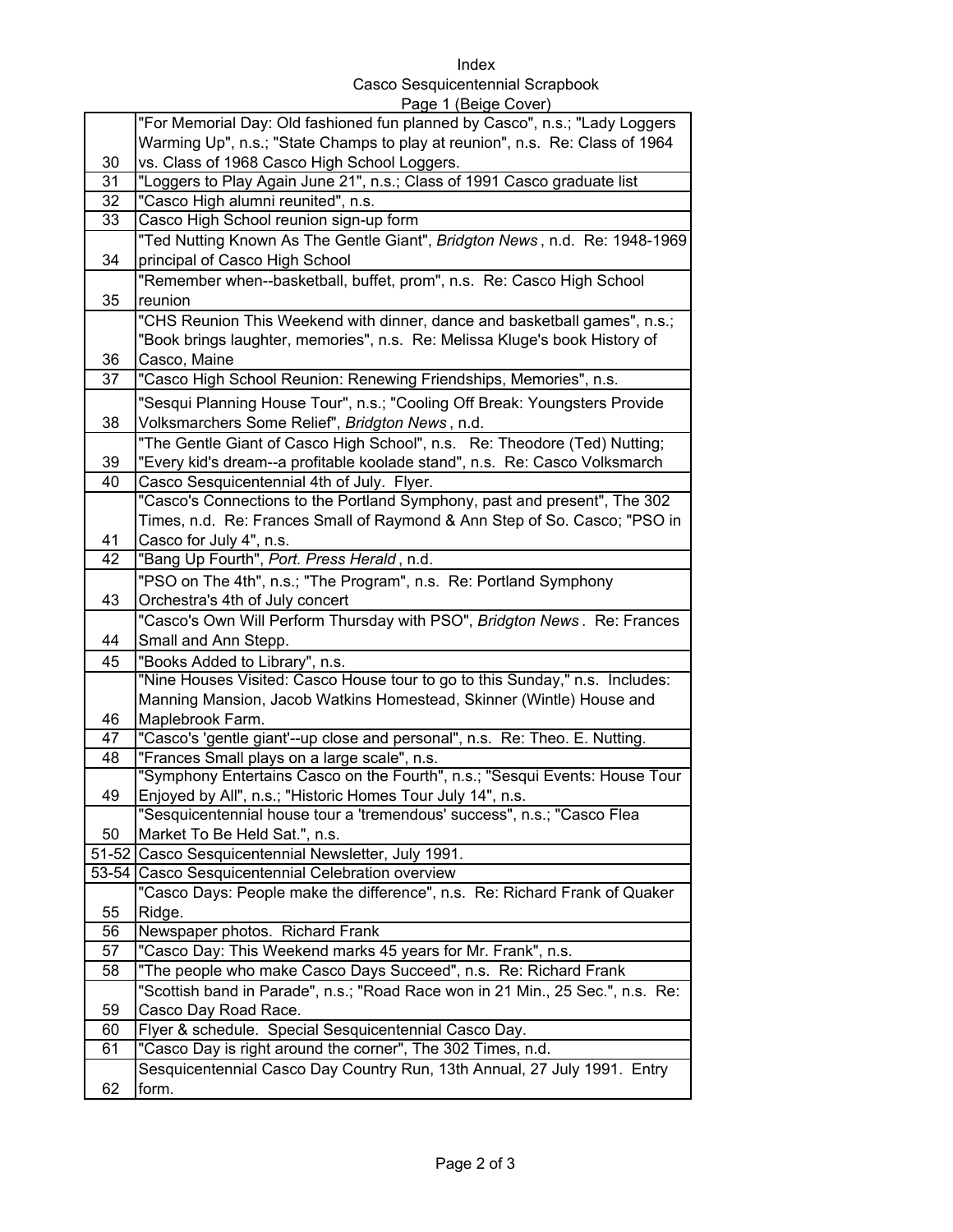Index
Casco Sesquicentennial Scrapbook
Page 1 (Beige Cover)

| | |
|---|---|
| 30 | "For Memorial Day: Old fashioned fun planned by Casco", n.s.; "Lady Loggers Warming Up", n.s.; "State Champs to play at reunion", n.s. Re: Class of 1964 vs. Class of 1968 Casco High School Loggers. |
| 31 | "Loggers to Play Again June 21", n.s.; Class of 1991 Casco graduate list |
| 32 | "Casco High alumni reunited", n.s. |
| 33 | Casco High School reunion sign-up form |
| 34 | "Ted Nutting Known As The Gentle Giant", *Bridgton News*, n.d. Re: 1948-1969 principal of Casco High School |
| 35 | "Remember when--basketball, buffet, prom", n.s. Re: Casco High School reunion |
| 36 | "CHS Reunion This Weekend with dinner, dance and basketball games", n.s.; "Book brings laughter, memories", n.s. Re: Melissa Kluge's book History of Casco, Maine |
| 37 | "Casco High School Reunion: Renewing Friendships, Memories", n.s. |
| 38 | "Sesqui Planning House Tour", n.s.; "Cooling Off Break: Youngsters Provide Volksmarchers Some Relief", *Bridgton News*, n.d. |
| 39 | "The Gentle Giant of Casco High School", n.s. Re: Theodore (Ted) Nutting; "Every kid's dream--a profitable koolade stand", n.s. Re: Casco Volksmarch |
| 40 | Casco Sesquicentennial 4th of July. Flyer. |
| 41 | "Casco's Connections to the Portland Symphony, past and present", The 302 Times, n.d. Re: Frances Small of Raymond & Ann Step of So. Casco; "PSO in Casco for July 4", n.s. |
| 42 | "Bang Up Fourth", *Port. Press Herald*, n.d. |
| 43 | "PSO on The 4th", n.s.; "The Program", n.s. Re: Portland Symphony Orchestra's 4th of July concert |
| 44 | "Casco's Own Will Perform Thursday with PSO", *Bridgton News*. Re: Frances Small and Ann Stepp. |
| 45 | "Books Added to Library", n.s. |
| 46 | "Nine Houses Visited: Casco House tour to go to this Sunday," n.s. Includes: Manning Mansion, Jacob Watkins Homestead, Skinner (Wintle) House and Maplebrook Farm. |
| 47 | "Casco's 'gentle giant'--up close and personal", n.s. Re: Theo. E. Nutting. |
| 48 | "Frances Small plays on a large scale", n.s. |
| 49 | "Symphony Entertains Casco on the Fourth", n.s.; "Sesqui Events: House Tour Enjoyed by All", n.s.; "Historic Homes Tour July 14", n.s. |
| 50 | "Sesquicentennial house tour a 'tremendous' success", n.s.; "Casco Flea Market To Be Held Sat.", n.s. |
| 51-52 | Casco Sesquicentennial Newsletter, July 1991. |
| 53-54 | Casco Sesquicentennial Celebration overview |
| 55 | "Casco Days: People make the difference", n.s. Re: Richard Frank of Quaker Ridge. |
| 56 | Newspaper photos. Richard Frank |
| 57 | "Casco Day: This Weekend marks 45 years for Mr. Frank", n.s. |
| 58 | "The people who make Casco Days Succeed", n.s. Re: Richard Frank |
| 59 | "Scottish band in Parade", n.s.; "Road Race won in 21 Min., 25 Sec.", n.s. Re: Casco Day Road Race. |
| 60 | Flyer & schedule. Special Sesquicentennial Casco Day. |
| 61 | "Casco Day is right around the corner", The 302 Times, n.d. |
| 62 | Sesquicentennial Casco Day Country Run, 13th Annual, 27 July 1991. Entry form. |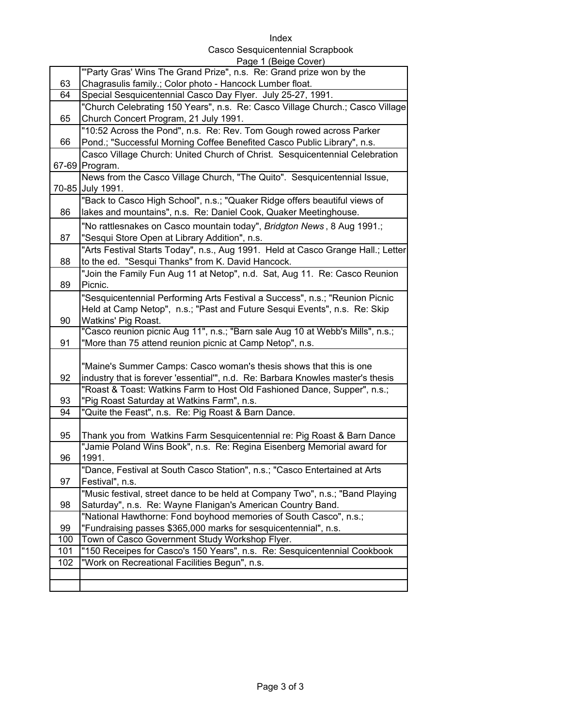Index

Casco Sesquicentennial Scrapbook

Page 1 (Beige Cover)

| | |
|---|---|
| 63 | "'Party Gras' Wins The Grand Prize", n.s. Re: Grand prize won by the Chagrasulis family.; Color photo - Hancock Lumber float. |
| 64 | Special Sesquicentennial Casco Day Flyer. July 25-27, 1991. |
| 65 | "Church Celebrating 150 Years", n.s. Re: Casco Village Church.; Casco Village Church Concert Program, 21 July 1991. |
| 66 | "10:52 Across the Pond", n.s. Re: Rev. Tom Gough rowed across Parker Pond.; "Successful Morning Coffee Benefited Casco Public Library", n.s. |
| 67-69 | Casco Village Church: United Church of Christ. Sesquicentennial Celebration Program. |
| 70-85 | News from the Casco Village Church, "The Quito". Sesquicentennial Issue, July 1991. |
| 86 | "Back to Casco High School", n.s.; "Quaker Ridge offers beautiful views of lakes and mountains", n.s. Re: Daniel Cook, Quaker Meetinghouse. |
| 87 | "No rattlesnakes on Casco mountain today", *Bridgton News*, 8 Aug 1991.; "Sesqui Store Open at Library Addition", n.s. |
| 88 | "Arts Festival Starts Today", n.s., Aug 1991. Held at Casco Grange Hall.; Letter to the ed. "Sesqui Thanks" from K. David Hancock. |
| 89 | "Join the Family Fun Aug 11 at Netop", n.d. Sat, Aug 11. Re: Casco Reunion Picnic. |
| 90 | "Sesquicentennial Performing Arts Festival a Success", n.s.; "Reunion Picnic Held at Camp Netop", n.s.; "Past and Future Sesqui Events", n.s. Re: Skip Watkins' Pig Roast. |
| 91 | "Casco reunion picnic Aug 11", n.s.; "Barn sale Aug 10 at Webb's Mills", n.s.; "More than 75 attend reunion picnic at Camp Netop", n.s. |
| 92 | "Maine's Summer Camps: Casco woman's thesis shows that this is one industry that is forever 'essential'", n.d. Re: Barbara Knowles master's thesis |
| 93 | "Roast & Toast: Watkins Farm to Host Old Fashioned Dance, Supper", n.s.; "Pig Roast Saturday at Watkins Farm", n.s. |
| 94 | "Quite the Feast", n.s. Re: Pig Roast & Barn Dance. |
| 95 | Thank you from Watkins Farm Sesquicentennial re: Pig Roast & Barn Dance |
| 96 | "Jamie Poland Wins Book", n.s. Re: Regina Eisenberg Memorial award for 1991. |
| 97 | "Dance, Festival at South Casco Station", n.s.; "Casco Entertained at Arts Festival", n.s. |
| 98 | "Music festival, street dance to be held at Company Two", n.s.; "Band Playing Saturday", n.s. Re: Wayne Flanigan's American Country Band. |
| 99 | "National Hawthorne: Fond boyhood memories of South Casco", n.s.; "Fundraising passes $365,000 marks for sesquicentennial", n.s. |
| 100 | Town of Casco Government Study Workshop Flyer. |
| 101 | "150 Receipes for Casco's 150 Years", n.s. Re: Sesquicentennial Cookbook |
| 102 | "Work on Recreational Facilities Begun", n.s. |
| | |
| | |